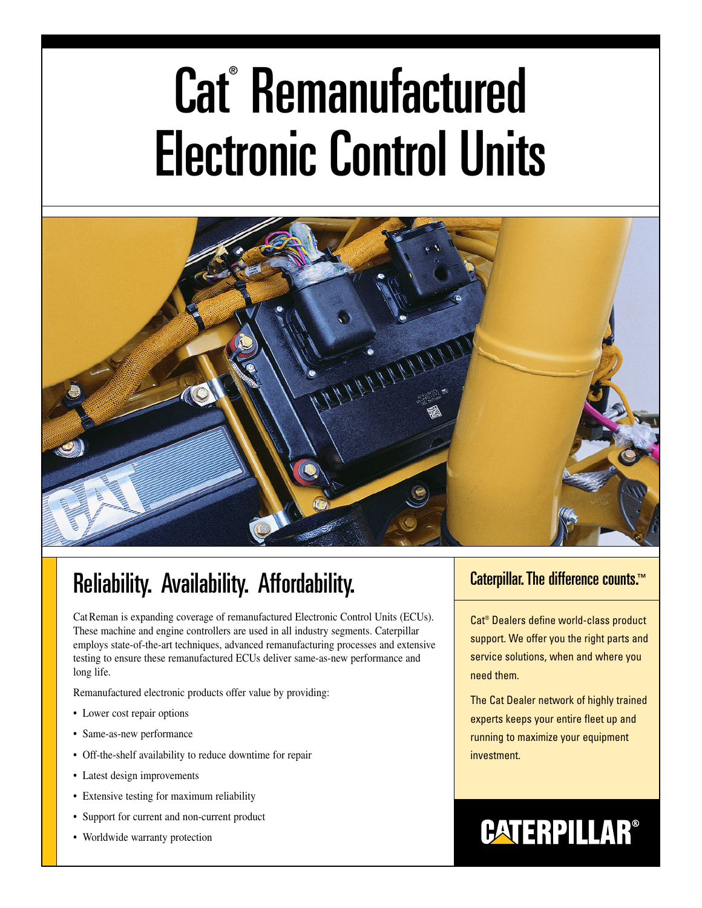# Cat® Remanufactured Electronic Control Units

## Reliability. Availability. Affordability.

Cat Reman is expanding coverage of remanufactured Electronic Control Units (ECUs). These machine and engine controllers are used in all industry segments. Caterpillar employs state-of-the-art techniques, advanced remanufacturing processes and extensive testing to ensure these remanufactured ECUs deliver same-as-new performance and long life.

Remanufactured electronic products offer value by providing:

- Lower cost repair options
- Same-as-new performance
- Off-the-shelf availability to reduce downtime for repair
- Latest design improvements
- Extensive testing for maximum reliability
- Support for current and non-current product
- Worldwide warranty protection

## Caterpillar. The difference counts.™

Cat® Dealers define world-class product support. We offer you the right parts and service solutions, when and where you need them.

The Cat Dealer network of highly trained experts keeps your entire fleet up and running to maximize your equipment investment.

CATERPILLAR®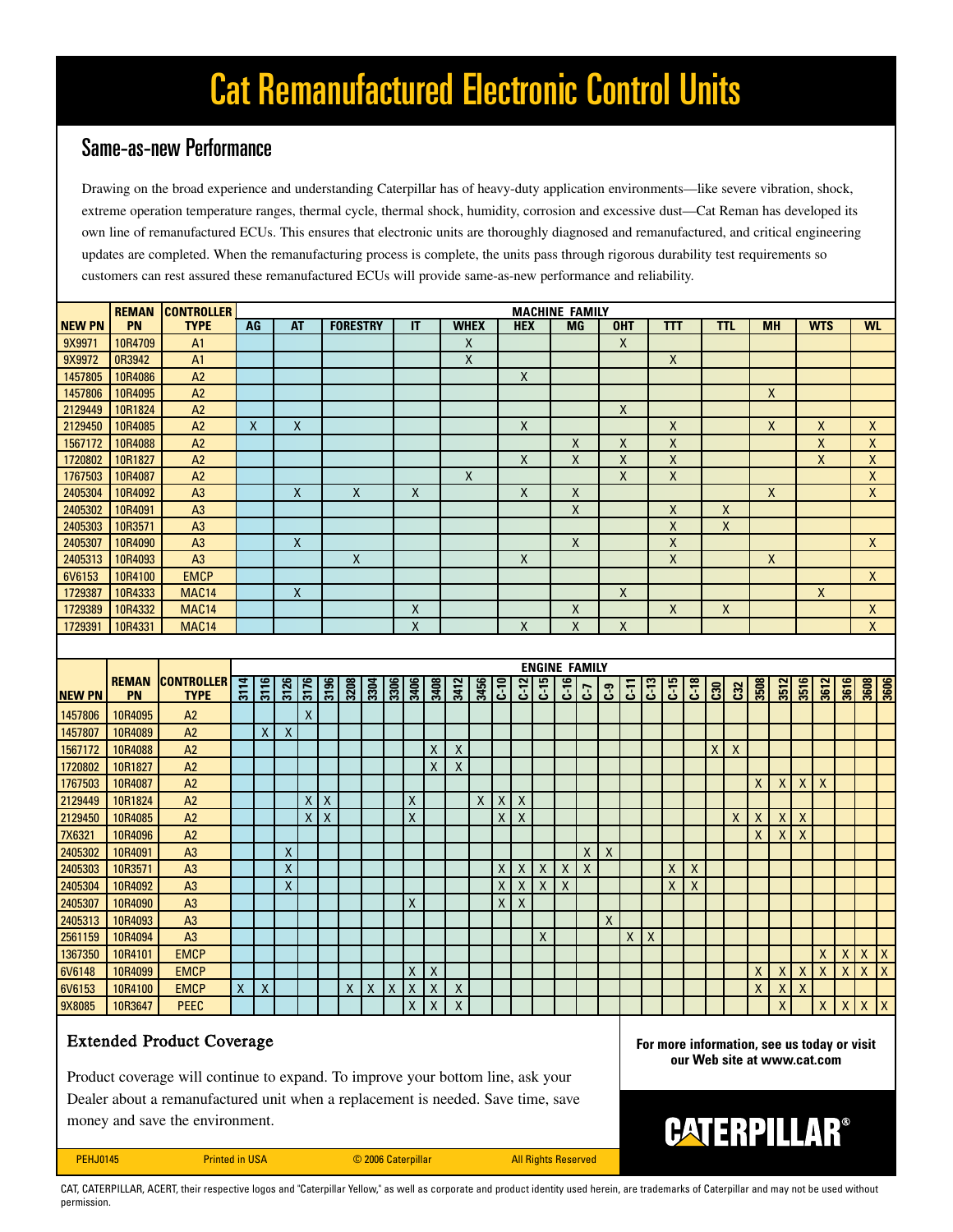# Cat Remanufactured Electronic Control Units

## Same-as-new Performance

Drawing on the broad experience and understanding Caterpillar has of heavy-duty application environments—like severe vibration, shock, extreme operation temperature ranges, thermal cycle, thermal shock, humidity, corrosion and excessive dust—Cat Reman has developed its own line of remanufactured ECUs. This ensures that electronic units are thoroughly diagnosed and remanufactured, and critical engineering updates are completed. When the remanufacturing process is complete, the units pass through rigorous durability test requirements so customers can rest assured these remanufactured ECUs will provide same-as-new performance and reliability.

| NEW PN | REMAN PN | CONTROLLER TYPE | MACHINE FAMILY | | | | | | | | | | | | |
|---|---|---|---|---|---|---|---|---|---|---|---|---|---|---|---|
| | | | AG | AT | FORESTRY | IT | WHEX | HEX | MG | OHT | TTT | TTL | MH | WTS | WL |
| 9X9971 | 10R4709 | A1 | | | | | X | | | X | | | | | |
| 9X9972 | 0R3942 | A1 | | | | | X | | | | X | | | | |
| 1457805 | 10R4086 | A2 | | | | | | X | | | | | | | |
| 1457806 | 10R4095 | A2 | | | | | | | | | | | X | | |
| 2129449 | 10R1824 | A2 | | | | | | | | X | | | | | |
| 2129450 | 10R4085 | A2 | X | X | | | | X | | | X | | X | X | X |
| 1567172 | 10R4088 | A2 | | | | | | | X | X | X | | | X | X |
| 1720802 | 10R1827 | A2 | | | | | | X | X | X | X | | | X | X |
| 1767503 | 10R4087 | A2 | | | | | X | | | X | X | | | | X |
| 2405304 | 10R4092 | A3 | | X | X | X | | X | X | | | | X | | X |
| 2405302 | 10R4091 | A3 | | | | | | | X | | X | X | | | |
| 2405303 | 10R3571 | A3 | | | | | | | | | X | X | | | |
| 2405307 | 10R4090 | A3 | | X | | | | | X | | X | | | | X |
| 2405313 | 10R4093 | A3 | | | X | | | X | | | X | | X | | |
| 6V6153 | 10R4100 | EMCP | | | | | | | | | | | | | X |
| 1729387 | 10R4333 | MAC14 | | X | | | | | | X | | | | X | |
| 1729389 | 10R4332 | MAC14 | | | | X | | | X | | X | X | | | X |
| 1729391 | 10R4331 | MAC14 | | | | X | | X | X | X | | | | | X |

| NEW PN | REMAN PN | CONTROLLER TYPE | ENGINE FAMILY | | | | | | | | | | | | | | | | | | | | | | | | | | | | |
|---|---|---|---|---|---|---|---|---|---|---|---|---|---|---|---|---|---|---|---|---|---|---|---|---|---|---|---|---|---|---|---|---|---|
| | | | 3114 | 3116 | 3126 | 3176 | 3196 | 3208 | 3304 | 3306 | 3406 | 3408 | 3412 | 3456 | C-10 | C-12 | C-15 | C-16 | C-7 | C-9 | C-11 | C-13 | C-15 | C-18 | C30 | C32 | 3508 | 3512 | 3516 | 3612 | 3616 | 3608 | 3606 |
| 1457806 | 10R4095 | A2 | | | | X | | | | | | | | | | | | | | | | | | | | | | | | | | | |
| 1457807 | 10R4089 | A2 | | X | X | | | | | | | | | | | | | | | | | | | | | | | | | | | | |
| 1567172 | 10R4088 | A2 | | | | | | | | | | X | X | | | | | | | | | | | | X | X | | | | | | | |
| 1720802 | 10R1827 | A2 | | | | | | | | | | X | X | | | | | | | | | | | | | | | | | | | | |
| 1767503 | 10R4087 | A2 | | | | | | | | | | | | | | | | | | | | | | | | | X | X | X | X | | | |
| 2129449 | 10R1824 | A2 | | | | X | X | | | | X | | | X | X | X | | | | | | | | | | | | | | | | | |
| 2129450 | 10R4085 | A2 | | | | X | X | | | | X | | | | X | X | | | | | | | | | | X | X | X | X | | | | |
| 7X6321 | 10R4096 | A2 | | | | | | | | | | | | | | | | | | | | | | | | | X | X | X | | | | |
| 2405302 | 10R4091 | A3 | | | X | | | | | | | | | | | | | | X | X | | | | | | | | | | | | | |
| 2405303 | 10R3571 | A3 | | | X | | | | | | | | | | X | X | X | X | X | | | | X | X | | | | | | | | | |
| 2405304 | 10R4092 | A3 | | | X | | | | | | | | | | X | X | X | X | | | | | X | X | | | | | | | | | |
| 2405307 | 10R4090 | A3 | | | | | | | | | X | | | | X | X | | | | | | | | | | | | | | | | | |
| 2405313 | 10R4093 | A3 | | | | | | | | | | | | | | | | | | X | | | | | | | | | | | | | |
| 2561159 | 10R4094 | A3 | | | | | | | | | | | | | | | X | | | | X | X | | | | | | | | | | | |
| 1367350 | 10R4101 | EMCP | | | | | | | | | | | | | | | | | | | | | | | | | | | | X | X | X | X |
| 6V6148 | 10R4099 | EMCP | | | | | | | | | X | X | | | | | | | | | | | | | | | X | X | X | X | X | X | X |
| 6V6153 | 10R4100 | EMCP | X | X | | | | X | X | X | X | X | X | | | | | | | | | | | | | | X | X | X | | | | |
| 9X8085 | 10R3647 | PEEC | | | | | | | | | X | X | X | | | | | | | | | | | | | | | X | | X | X | X | X |

## Extended Product Coverage

Product coverage will continue to expand. To improve your bottom line, ask your Dealer about a remanufactured unit when a replacement is needed. Save time, save money and save the environment.

**For more information, see us today or visit our Web site at www.cat.com**

CATERPILLAR®

PEHJ0145 Printed in USA © 2006 Caterpillar All Rights Reserved

CAT, CATERPILLAR, ACERT, their respective logos and "Caterpillar Yellow," as well as corporate and product identity used herein, are trademarks of Caterpillar and may not be used without permission.